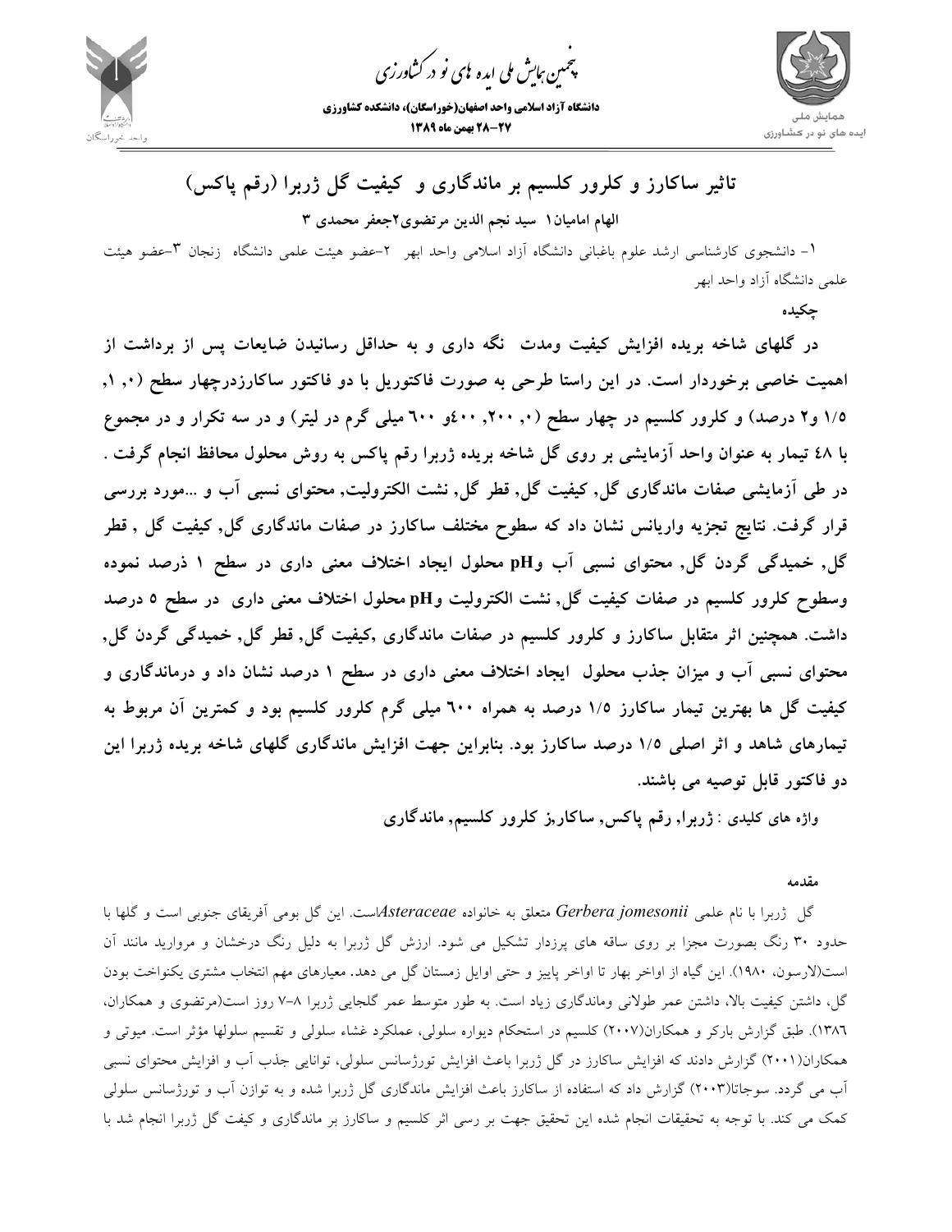# تاثیر ساکارز و کلرور کلسیم بر ماندگاری و کیفیت گل ژربرا (رقم پاکس)

**الهام امامیان[1] سید نجم الدین مرتضوی[2] جعفر محمدی [3]**

[1]- دانشجوی کارشناسی ارشد علوم باغبانی دانشگاه آزاد اسلامی واحد ابهر [2]-عضو هیئت علمی دانشگاه زنجان [3]-عضو هیئت علمی دانشگاه آزاد واحد ابهر

**چکیده**

**در گلهای شاخه بریده افزایش کیفیت ومدت نگه داری و به حداقل رساندن ضایعات پس از برداشت از اهمیت خاصی برخوردار است. در این راستا طرحی به صورت فاکتوریل با دو فاکتور ساکارزدرچهار سطح (۰, ۱, ۱/۵ و۲ درصد) و کلرور کلسیم در چهار سطح (۰, ۲۰۰, ۴۰۰و ۶۰۰ میلی گرم در لیتر) و در سه تکرار و در مجموع با ۴۸ تیمار به عنوان واحد آزمایشی بر روی گل شاخه بریده ژربرا رقم پاکس به روش محلول محافظ انجام گرفت . در طی آزمایشی صفات ماندگاری گل, کیفیت گل, قطر گل, نشت الکترولیت, محتوای نسبی آب و ...مورد بررسی قرار گرفت. نتایج تجزیه واریانس نشان داد که سطوح مختلف ساکارز در صفات ماندگاری گل, کیفیت گل , قطر گل, خمیدگی گردن گل, محتوای نسبی آب وpH محلول ایجاد اختلاف معنی داری در سطح ۱ ذرصد نموده وسطوح کلرور کلسیم در صفات کیفیت گل, نشت الکترولیت وpH محلول اختلاف معنی داری در سطح ۵ درصد داشت. همچنین اثر متقابل ساکارز و کلرور کلسیم در صفات ماندگاری ,کیفیت گل, قطر گل, خمیدگی گردن گل, محتوای نسبی آب و میزان جذب محلول ایجاد اختلاف معنی داری در سطح ۱ درصد نشان داد و درماندگاری و کیفیت گل ها بهترین تیمار ساکارز ۱/۵ درصد به همراه ۶۰۰ میلی گرم کلرور کلسیم بود و کمترین آن مربوط به تیمارهای شاهد و اثر اصلی ۱/۵ درصد ساکارز بود. بنابراین جهت افزایش ماندگاری گلهای شاخه بریده ژربرا این دو فاکتور قابل توصیه می باشند.**

**واژه های کلیدی : ژربرا, رقم پاکس, ساکارز, کلرور کلسیم, ماندگاری**

**مقدمه**

گل ژربرا با نام علمی *Gerbera jomesonii* متعلق به خانواده *Asteraceae*است. این گل بومی آفریقای جنوبی است و گلها با حدود ۳۰ رنگ بصورت مجزا بر روی ساقه های پرزدار تشکیل می شود. ارزش گل ژربرا به دلیل رنگ درخشان و مروارید مانند آن است(لارسون، ۱۹۸۰). این گیاه از اواخر بهار تا اواخر پاییز و حتی اوایل زمستان گل می دهد. معیارهای مهم انتخاب مشتری یکنواخت بودن گل، داشتن کیفیت بالا، داشتن عمر طولانی وماندگاری زیاد است. به طور متوسط عمر گلجایی ژربرا ۸-۷ روز است(مرتضوی و همکاران، ۱۳۸۶). طبق گزارش بارکر و همکاران(۲۰۰۷) کلسیم در استحکام دیواره سلولی، عملکرد غشاء سلولی و تقسیم سلولها مؤثر است. میوتی و همکاران(۲۰۰۱) گزارش دادند که افزایش ساکارز در گل ژربرا باعث افزایش تورژسانس سلولی، توانایی جذب آب و افزایش محتوای نسبی آب می گردد. سوجاتا(۲۰۰۳) گزارش داد که استفاده از ساکارز باعث افزایش ماندگاری گل ژربرا شده و به توازن آب و تورژسانس سلولی کمک می کند. با توجه به تحقیقات انجام شده این تحقیق جهت بر رسی اثر کلسیم و ساکارز بر ماندگاری و کیفت گل ژربرا انجام شد با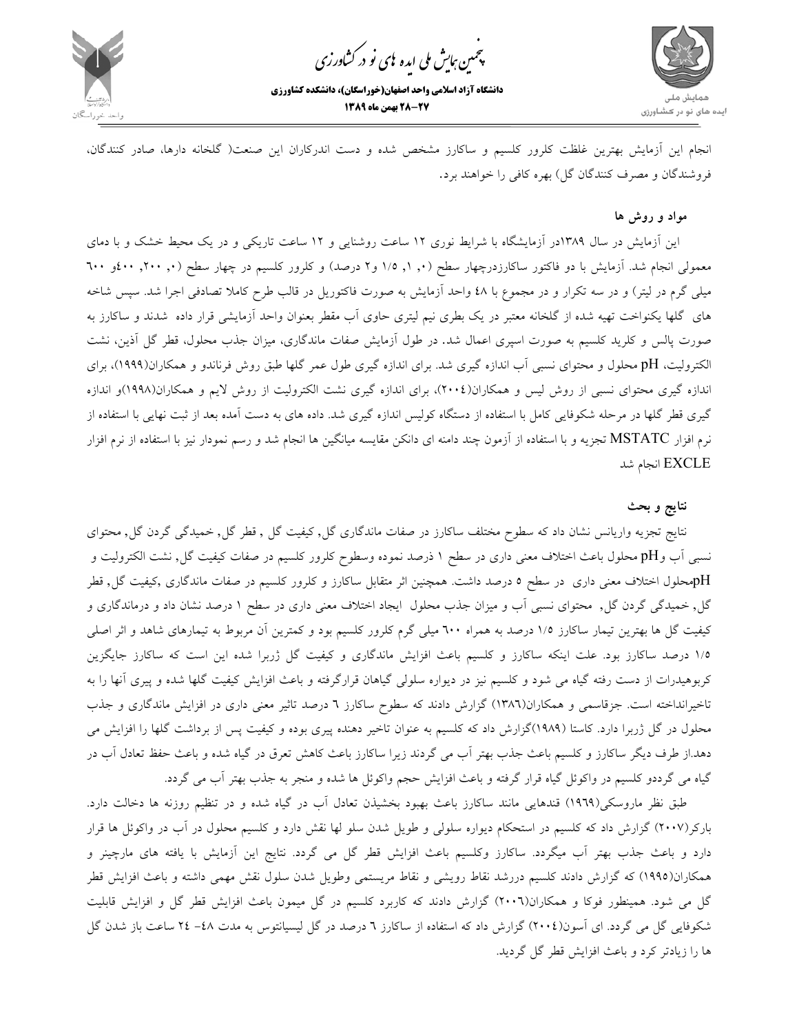انجام این آزمایش بهترین غلظت کلرور کلسیم و ساکارز مشخص شده و دست اندرکاران این صنعت( گلخانه دارها، صادر کنندگان، فروشندگان و مصرف کنندگان گل) بهره کافی را خواهند برد.

## مواد و روش ها

این آزمایش در سال ۱۳۸۹در آزمایشگاه با شرایط نوری ۱۲ ساعت روشنایی و ۱۲ ساعت تاریکی و در یک محیط خشک و با دمای معمولی انجام شد. آزمایش با دو فاکتور ساکارزدرچهار سطح (۰, ۱, ۱/۵ و۲ درصد) و کلرور کلسیم در چهار سطح (۰, ۲۰۰, ۴۰۰و ۶۰۰ میلی گرم در لیتر) و در سه تکرار و در مجموع با ٤٨ واحد آزمایش به صورت فاکتوریل در قالب طرح کاملا تصادفی اجرا شد. سپس شاخه های گلها یکنواخت تهیه شده از گلخانه معتبر در یک بطری نیم لیتری حاوی آب مقطر بعنوان واحد آزمایشی قرار داده شدند و ساکارز به صورت پالس و کلرید کلسیم به صورت اسپری اعمال شد. در طول آزمایش صفات ماندگاری، میزان جذب محلول، قطر گل آذین، نشت الکترولیت، pH محلول و محتوای نسبی آب اندازه گیری شد. برای اندازه گیری طول عمر گلها طبق روش فرناندو و همکاران(۱۹۹۹)، برای اندازه گیری محتوای نسبی از روش لیس و همکاران(۲۰۰٤)، برای اندازه گیری نشت الکترولیت از روش لایم و همکاران(۱۹۹۸)و اندازه گیری قطر گلها در مرحله شکوفایی کامل با استفاده از دستگاه کولیس اندازه گیری شد. داده های به دست آمده بعد از ثبت نهایی با استفاده از نرم افزار MSTATC تجزیه و با استفاده از آزمون چند دامنه ای دانکن مقایسه میانگین ها انجام شد و رسم نمودار نیز با استفاده از نرم افزار EXCLE انجام شد

## نتایج و بحث

نتایج تجزیه واریانس نشان داد که سطوح مختلف ساکارز در صفات ماندگاری گل, کیفیت گل , قطر گل, خمیدگی گردن گل, محتوای نسبی آب وpH محلول باعث اختلاف معنی داری در سطح ۱ ذرصد نموده وسطوح کلرور کلسیم در صفات کیفیت گل, نشت الکترولیت و pHمحلول اختلاف معنی داری در سطح ٥ درصد داشت. همچنین اثر متقابل ساکارز و کلرور کلسیم در صفات ماندگاری ,کیفیت گل, قطر گل, خمیدگی گردن گل, محتوای نسبی آب و میزان جذب محلول ایجاد اختلاف معنی داری در سطح ۱ درصد نشان داد و درماندگاری و کیفیت گل ها بهترین تیمار ساکارز ۱/۵ درصد به همراه ٦۰۰ میلی گرم کلرور کلسیم بود و کمترین آن مربوط به تیمارهای شاهد و اثر اصلی ۱/۵ درصد ساکارز بود. علت اینکه ساکارز و کلسیم باعث افزایش ماندگاری و کیفیت گل ژربرا شده این است که ساکارز جایگزین کربوهیدرات از دست رفته گیاه می شود و کلسیم نیز در دیواره سلولی گیاهان قرارگرفته و باعث افزایش کیفیت گلها شده و پیری آنها را به تاخیرانداخته است. جزقاسمی و همکاران(۱۳۸٦) گزارش دادند که سطوح ساکارز ٦ درصد تاثیر معنی داری در افزایش ماندگاری و جذب محلول در گل ژربرا دارد. کاستا (۱۹۸۹)گزارش داد که کلسیم به عنوان تاخیر دهنده پیری بوده و کیفیت پس از برداشت گلها را افزایش می دهد.از طرف دیگر ساکارز و کلسیم باعث جذب بهتر آب می گردند زیرا ساکارز باعث کاهش تعرق در گیاه شده و باعث حفظ تعادل آب در گیاه می گرددو کلسیم در واکوئل گیاه قرار گرفته و باعث افزایش حجم واکوئل ها شده و منجر به جذب بهتر آب می گردد.

طبق نظر ماروسکی(۱۹٦۹) قندهایی مانند ساکارز باعث بهبود بخشیدن تعادل آب در گیاه شده و در تنظیم روزنه ها دخالت دارد. بارکر(۲۰۰۷) گزارش داد که کلسیم در استحکام دیواره سلولی و طویل شدن سلو لها نقش دارد و کلسیم محلول در آب در واکوئل ها قرار دارد و باعث جذب بهتر آب میگردد. ساکارز وکلسیم باعث افزایش قطر گل می گردد. نتایج این آزمایش با یافته های مارچینر و همکاران(۱۹۹۵) که گزارش دادند کلسیم دررشد نقاط رویشی و نقاط مریستمی وطویل شدن سلول نقش مهمی داشته و باعث افزایش قطر گل می شود. همینطور فوکا و همکاران(۲۰۰٦) گزارش دادند که کاربرد کلسیم در گل میمون باعث افزایش قطر گل و افزایش قابلیت شکوفایی گل می گردد. ای آسون(۲۰۰٤) گزارش داد که استفاده از ساکارز ٦ درصد در گل لیسیانتوس به مدت ٤٨- ٢٤ ساعت باز شدن گل ها را زیادتر کرد و باعث افزایش قطر گل گردید.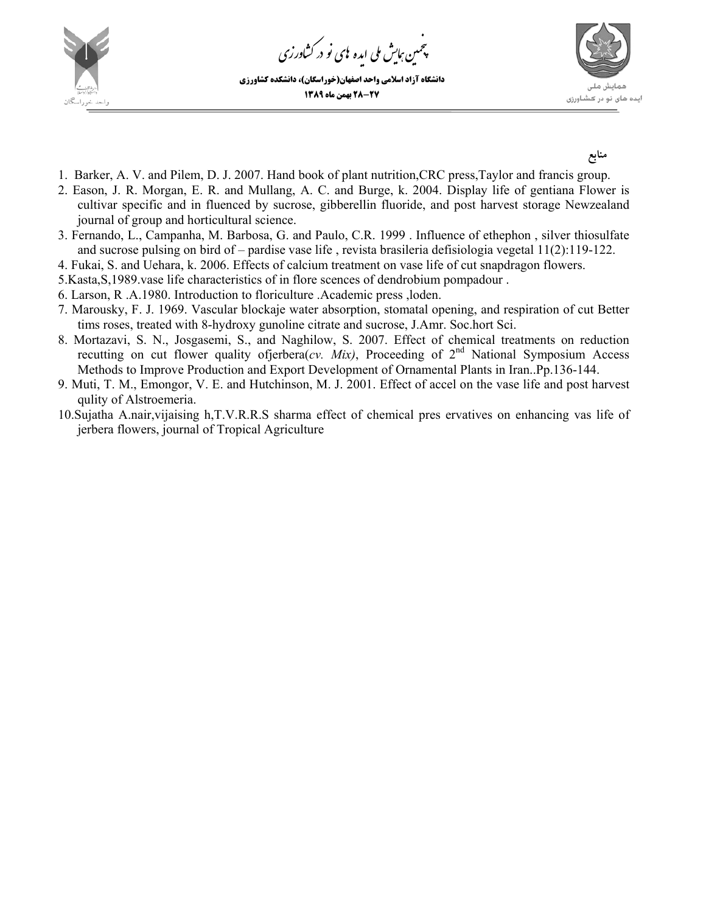## منابع

1. Barker, A. V. and Pilem, D. J. 2007. Hand book of plant nutrition,CRC press,Taylor and francis group.
2. Eason, J. R. Morgan, E. R. and Mullang, A. C. and Burge, k. 2004. Display life of gentiana Flower is cultivar specific and in fluenced by sucrose, gibberellin fluoride, and post harvest storage Newzealand journal of group and horticultural science.
3. Fernando, L., Campanha, M. Barbosa, G. and Paulo, C.R. 1999 . Influence of ethephon , silver thiosulfate and sucrose pulsing on bird of – pardise vase life , revista brasileria defisiologia vegetal 11(2):119-122.
4. Fukai, S. and Uehara, k. 2006. Effects of calcium treatment on vase life of cut snapdragon flowers.
5. Kasta,S,1989.vase life characteristics of in flore scences of dendrobium pompadour .
6. Larson, R .A.1980. Introduction to floriculture .Academic press ,loden.
7. Marousky, F. J. 1969. Vascular blockaje water absorption, stomatal opening, and respiration of cut Better tims roses, treated with 8-hydroxy gunoline citrate and sucrose, J.Amr. Soc.hort Sci.
8. Mortazavi, S. N., Josgasemi, S., and Naghilow, S. 2007. Effect of chemical treatments on reduction recutting on cut flower quality ofjerbera(*cv. Mix)*, Proceeding of 2nd National Symposium Access Methods to Improve Production and Export Development of Ornamental Plants in Iran..Pp.136-144.
9. Muti, T. M., Emongor, V. E. and Hutchinson, M. J. 2001. Effect of accel on the vase life and post harvest qulity of Alstroemeria.
10. Sujatha A.nair,vijaising h,T.V.R.R.S sharma effect of chemical pres ervatives on enhancing vas life of jerbera flowers, journal of Tropical Agriculture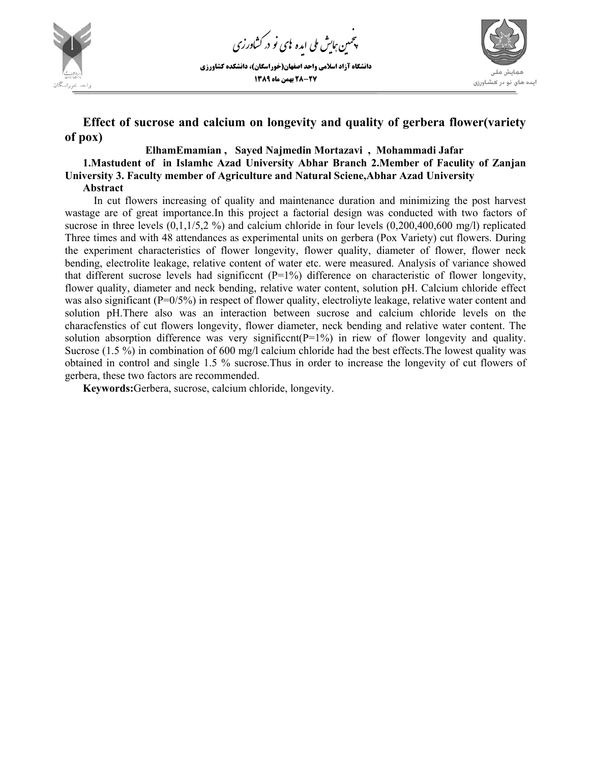# Effect of sucrose and calcium on longevity and quality of gerbera flower(variety of pox)

**ElhamEmamian , Sayed Najmedin Mortazavi , Mohammadi Jafar**

**1.Mastudent of in Islamhc Azad University Abhar Branch 2.Member of Faculity of Zanjan University 3. Faculty member of Agriculture and Natural Sciene,Abhar Azad University**

**Abstract**

In cut flowers increasing of quality and maintenance duration and minimizing the post harvest wastage are of great importance.In this project a factorial design was conducted with two factors of sucrose in three levels (0,1,1/5,2 %) and calcium chloride in four levels (0,200,400,600 mg/l) replicated Three times and with 48 attendances as experimental units on gerbera (Pox Variety) cut flowers. During the experiment characteristics of flower longevity, flower quality, diameter of flower, flower neck bending, electrolite leakage, relative content of water etc. were measured. Analysis of variance showed that different sucrose levels had significcnt (P=1%) difference on characteristic of flower longevity, flower quality, diameter and neck bending, relative water content, solution pH. Calcium chloride effect was also significant (P=0/5%) in respect of flower quality, electroliyte leakage, relative water content and solution pH.There also was an interaction between sucrose and calcium chloride levels on the characfenstics of cut flowers longevity, flower diameter, neck bending and relative water content. The solution absorption difference was very significcnt(P=1%) in riew of flower longevity and quality. Sucrose (1.5 %) in combination of 600 mg/l calcium chloride had the best effects.The lowest quality was obtained in control and single 1.5 % sucrose.Thus in order to increase the longevity of cut flowers of gerbera, these two factors are recommended.

**Keywords:**Gerbera, sucrose, calcium chloride, longevity.